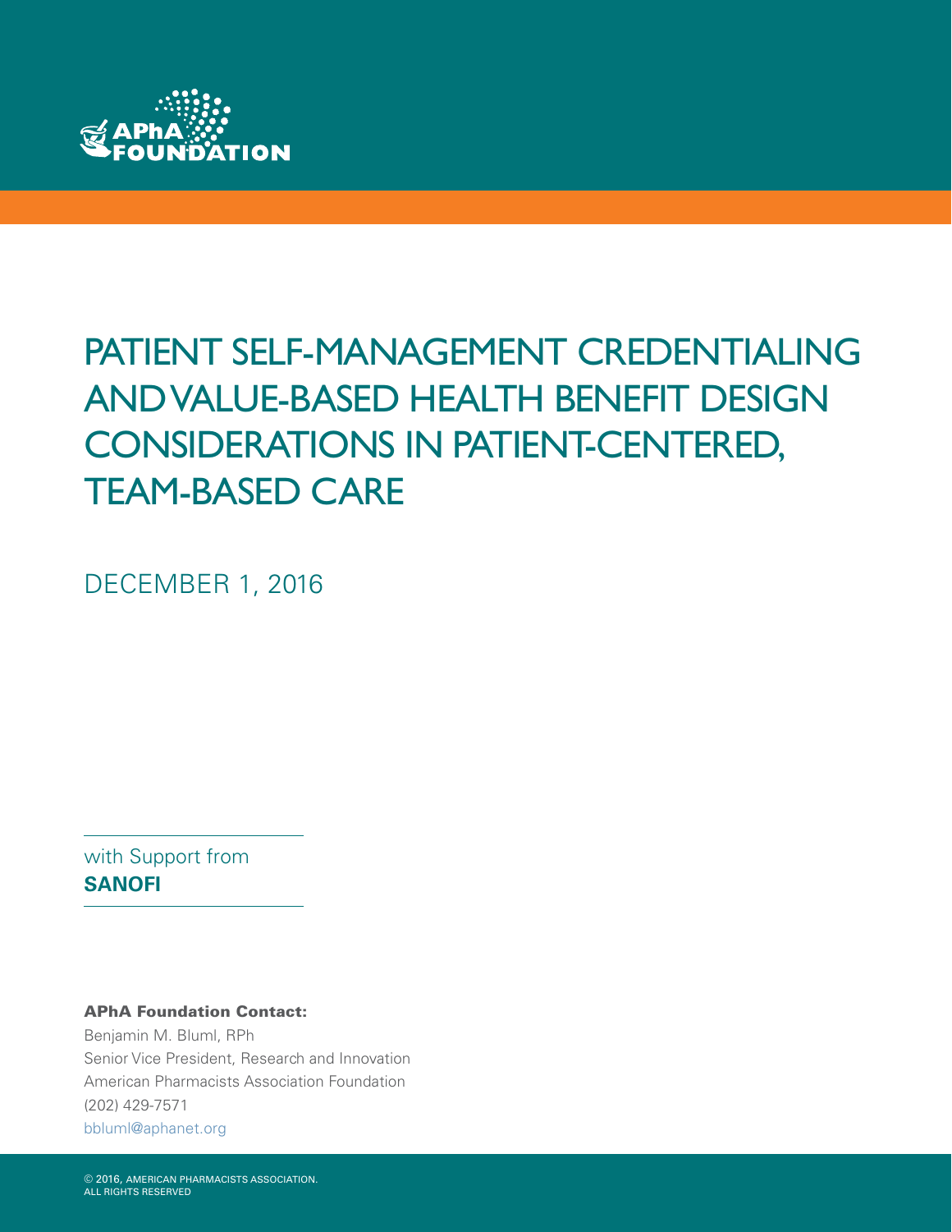APhA FOUNDATION

# PATIENT SELF-MANAGEMENT CREDENTIALING AND VALUE-BASED HEALTH BENEFIT DESIGN CONSIDERATIONS IN PATIENT-CENTERED, TEAM-BASED CARE

DECEMBER 1, 2016

with Support from
**SANOFI**

**APhA Foundation Contact:**
Benjamin M. Bluml, RPh
Senior Vice President, Research and Innovation
American Pharmacists Association Foundation
(202) 429-7571
bbluml@aphanet.org

© 2016, AMERICAN PHARMACISTS ASSOCIATION.
ALL RIGHTS RESERVED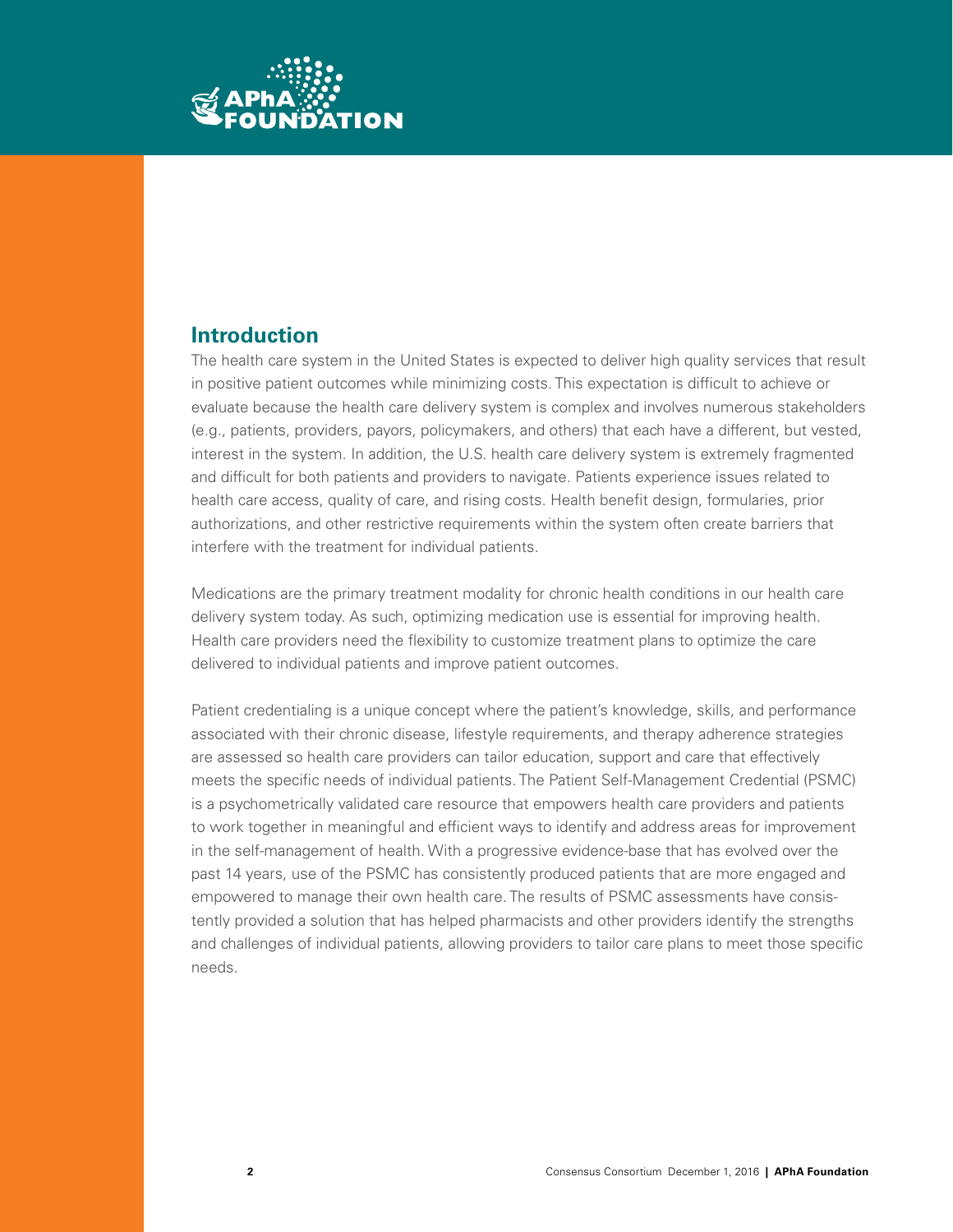## Introduction

The health care system in the United States is expected to deliver high quality services that result in positive patient outcomes while minimizing costs. This expectation is difficult to achieve or evaluate because the health care delivery system is complex and involves numerous stakeholders (e.g., patients, providers, payors, policymakers, and others) that each have a different, but vested, interest in the system. In addition, the U.S. health care delivery system is extremely fragmented and difficult for both patients and providers to navigate. Patients experience issues related to health care access, quality of care, and rising costs. Health benefit design, formularies, prior authorizations, and other restrictive requirements within the system often create barriers that interfere with the treatment for individual patients.

Medications are the primary treatment modality for chronic health conditions in our health care delivery system today. As such, optimizing medication use is essential for improving health. Health care providers need the flexibility to customize treatment plans to optimize the care delivered to individual patients and improve patient outcomes.

Patient credentialing is a unique concept where the patient's knowledge, skills, and performance associated with their chronic disease, lifestyle requirements, and therapy adherence strategies are assessed so health care providers can tailor education, support and care that effectively meets the specific needs of individual patients. The Patient Self-Management Credential (PSMC) is a psychometrically validated care resource that empowers health care providers and patients to work together in meaningful and efficient ways to identify and address areas for improvement in the self-management of health. With a progressive evidence-base that has evolved over the past 14 years, use of the PSMC has consistently produced patients that are more engaged and empowered to manage their own health care. The results of PSMC assessments have consistently provided a solution that has helped pharmacists and other providers identify the strengths and challenges of individual patients, allowing providers to tailor care plans to meet those specific needs.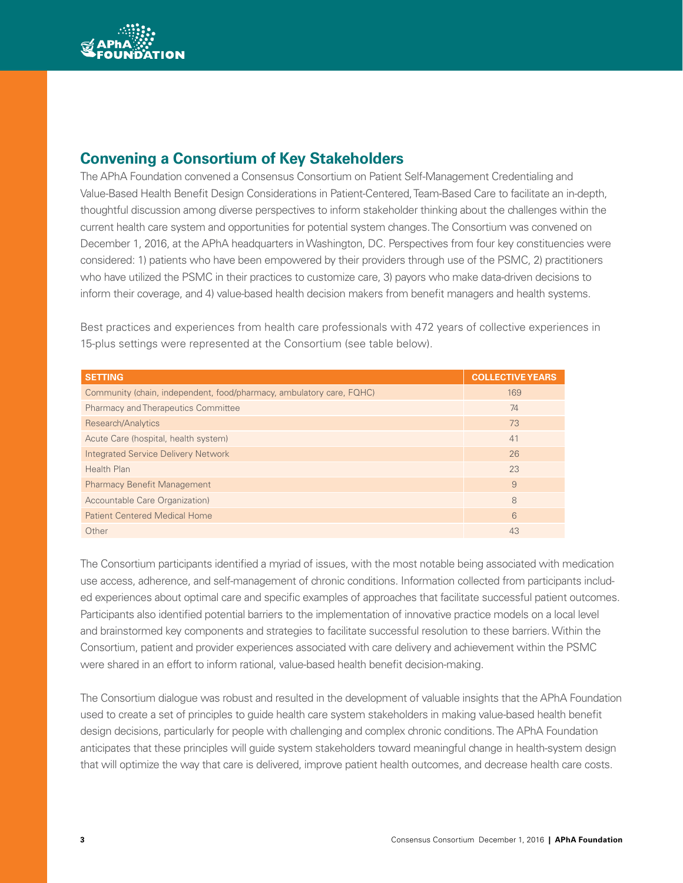## Convening a Consortium of Key Stakeholders

The APhA Foundation convened a Consensus Consortium on Patient Self-Management Credentialing and Value-Based Health Benefit Design Considerations in Patient-Centered, Team-Based Care to facilitate an in-depth, thoughtful discussion among diverse perspectives to inform stakeholder thinking about the challenges within the current health care system and opportunities for potential system changes. The Consortium was convened on December 1, 2016, at the APhA headquarters in Washington, DC. Perspectives from four key constituencies were considered: 1) patients who have been empowered by their providers through use of the PSMC, 2) practitioners who have utilized the PSMC in their practices to customize care, 3) payors who make data-driven decisions to inform their coverage, and 4) value-based health decision makers from benefit managers and health systems.

Best practices and experiences from health care professionals with 472 years of collective experiences in 15-plus settings were represented at the Consortium (see table below).

| SETTING | COLLECTIVE YEARS |
| --- | --- |
| Community (chain, independent, food/pharmacy, ambulatory care, FQHC) | 169 |
| Pharmacy and Therapeutics Committee | 74 |
| Research/Analytics | 73 |
| Acute Care (hospital, health system) | 41 |
| Integrated Service Delivery Network | 26 |
| Health Plan | 23 |
| Pharmacy Benefit Management | 9 |
| Accountable Care Organization) | 8 |
| Patient Centered Medical Home | 6 |
| Other | 43 |

The Consortium participants identified a myriad of issues, with the most notable being associated with medication use access, adherence, and self-management of chronic conditions. Information collected from participants included experiences about optimal care and specific examples of approaches that facilitate successful patient outcomes. Participants also identified potential barriers to the implementation of innovative practice models on a local level and brainstormed key components and strategies to facilitate successful resolution to these barriers. Within the Consortium, patient and provider experiences associated with care delivery and achievement within the PSMC were shared in an effort to inform rational, value-based health benefit decision-making.

The Consortium dialogue was robust and resulted in the development of valuable insights that the APhA Foundation used to create a set of principles to guide health care system stakeholders in making value-based health benefit design decisions, particularly for people with challenging and complex chronic conditions. The APhA Foundation anticipates that these principles will guide system stakeholders toward meaningful change in health-system design that will optimize the way that care is delivered, improve patient health outcomes, and decrease health care costs.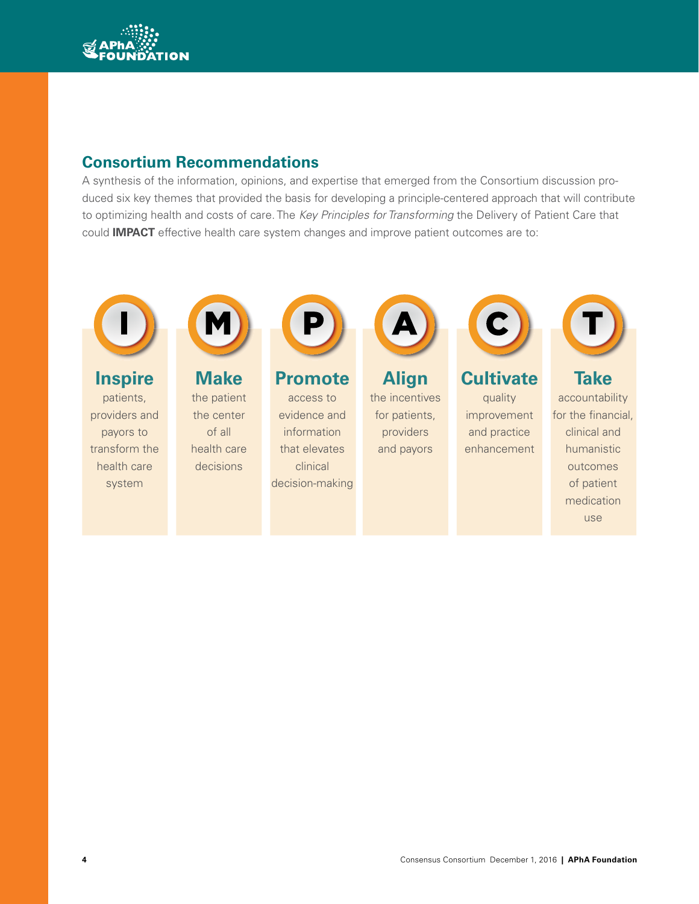## Consortium Recommendations

A synthesis of the information, opinions, and expertise that emerged from the Consortium discussion produced six key themes that provided the basis for developing a principle-centered approach that will contribute to optimizing health and costs of care. The *Key Principles for Transforming* the Delivery of Patient Care that could **IMPACT** effective health care system changes and improve patient outcomes are to:

- **I** — **Inspire** patients, providers and payors to transform the health care system
- **M** — **Make** the patient the center of all health care decisions
- **P** — **Promote** access to evidence and information that elevates clinical decision-making
- **A** — **Align** the incentives for patients, providers and payors
- **C** — **Cultivate** quality improvement and practice enhancement
- **T** — **Take** accountability for the financial, clinical and humanistic outcomes of patient medication use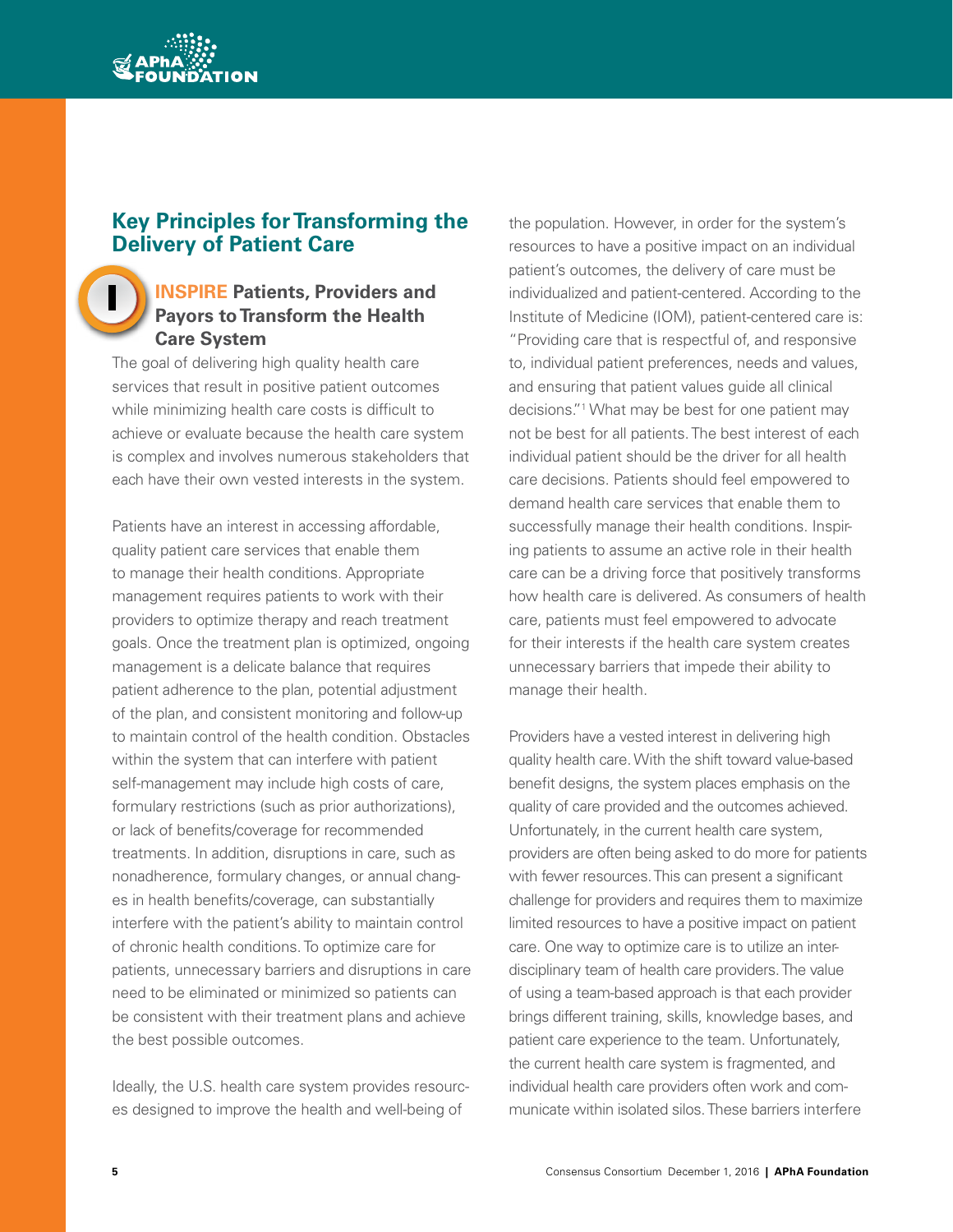## Key Principles for Transforming the Delivery of Patient Care

### I. INSPIRE Patients, Providers and Payors to Transform the Health Care System

The goal of delivering high quality health care services that result in positive patient outcomes while minimizing health care costs is difficult to achieve or evaluate because the health care system is complex and involves numerous stakeholders that each have their own vested interests in the system.

Patients have an interest in accessing affordable, quality patient care services that enable them to manage their health conditions. Appropriate management requires patients to work with their providers to optimize therapy and reach treatment goals. Once the treatment plan is optimized, ongoing management is a delicate balance that requires patient adherence to the plan, potential adjustment of the plan, and consistent monitoring and follow-up to maintain control of the health condition. Obstacles within the system that can interfere with patient self-management may include high costs of care, formulary restrictions (such as prior authorizations), or lack of benefits/coverage for recommended treatments. In addition, disruptions in care, such as nonadherence, formulary changes, or annual changes in health benefits/coverage, can substantially interfere with the patient's ability to maintain control of chronic health conditions. To optimize care for patients, unnecessary barriers and disruptions in care need to be eliminated or minimized so patients can be consistent with their treatment plans and achieve the best possible outcomes.

Ideally, the U.S. health care system provides resources designed to improve the health and well-being of the population. However, in order for the system's resources to have a positive impact on an individual patient's outcomes, the delivery of care must be individualized and patient-centered. According to the Institute of Medicine (IOM), patient-centered care is: "Providing care that is respectful of, and responsive to, individual patient preferences, needs and values, and ensuring that patient values guide all clinical decisions."[1] What may be best for one patient may not be best for all patients. The best interest of each individual patient should be the driver for all health care decisions. Patients should feel empowered to demand health care services that enable them to successfully manage their health conditions. Inspiring patients to assume an active role in their health care can be a driving force that positively transforms how health care is delivered. As consumers of health care, patients must feel empowered to advocate for their interests if the health care system creates unnecessary barriers that impede their ability to manage their health.

Providers have a vested interest in delivering high quality health care. With the shift toward value-based benefit designs, the system places emphasis on the quality of care provided and the outcomes achieved. Unfortunately, in the current health care system, providers are often being asked to do more for patients with fewer resources. This can present a significant challenge for providers and requires them to maximize limited resources to have a positive impact on patient care. One way to optimize care is to utilize an interdisciplinary team of health care providers. The value of using a team-based approach is that each provider brings different training, skills, knowledge bases, and patient care experience to the team. Unfortunately, the current health care system is fragmented, and individual health care providers often work and communicate within isolated silos. These barriers interfere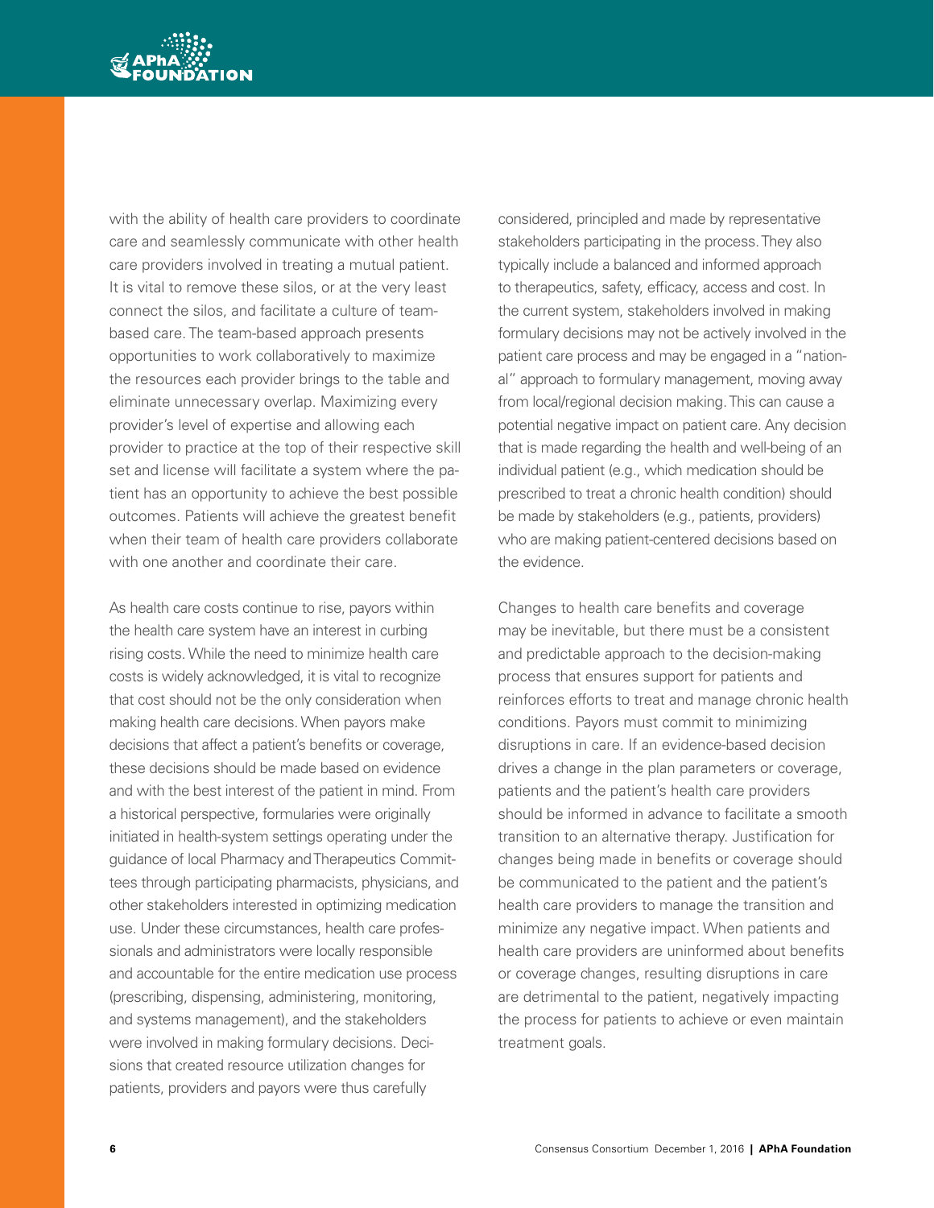with the ability of health care providers to coordinate care and seamlessly communicate with other health care providers involved in treating a mutual patient. It is vital to remove these silos, or at the very least connect the silos, and facilitate a culture of team-based care. The team-based approach presents opportunities to work collaboratively to maximize the resources each provider brings to the table and eliminate unnecessary overlap. Maximizing every provider's level of expertise and allowing each provider to practice at the top of their respective skill set and license will facilitate a system where the patient has an opportunity to achieve the best possible outcomes. Patients will achieve the greatest benefit when their team of health care providers collaborate with one another and coordinate their care.

As health care costs continue to rise, payors within the health care system have an interest in curbing rising costs. While the need to minimize health care costs is widely acknowledged, it is vital to recognize that cost should not be the only consideration when making health care decisions. When payors make decisions that affect a patient's benefits or coverage, these decisions should be made based on evidence and with the best interest of the patient in mind. From a historical perspective, formularies were originally initiated in health-system settings operating under the guidance of local Pharmacy and Therapeutics Committees through participating pharmacists, physicians, and other stakeholders interested in optimizing medication use. Under these circumstances, health care professionals and administrators were locally responsible and accountable for the entire medication use process (prescribing, dispensing, administering, monitoring, and systems management), and the stakeholders were involved in making formulary decisions. Decisions that created resource utilization changes for patients, providers and payors were thus carefully considered, principled and made by representative stakeholders participating in the process. They also typically include a balanced and informed approach to therapeutics, safety, efficacy, access and cost. In the current system, stakeholders involved in making formulary decisions may not be actively involved in the patient care process and may be engaged in a "national" approach to formulary management, moving away from local/regional decision making. This can cause a potential negative impact on patient care. Any decision that is made regarding the health and well-being of an individual patient (e.g., which medication should be prescribed to treat a chronic health condition) should be made by stakeholders (e.g., patients, providers) who are making patient-centered decisions based on the evidence.

Changes to health care benefits and coverage may be inevitable, but there must be a consistent and predictable approach to the decision-making process that ensures support for patients and reinforces efforts to treat and manage chronic health conditions. Payors must commit to minimizing disruptions in care. If an evidence-based decision drives a change in the plan parameters or coverage, patients and the patient's health care providers should be informed in advance to facilitate a smooth transition to an alternative therapy. Justification for changes being made in benefits or coverage should be communicated to the patient and the patient's health care providers to manage the transition and minimize any negative impact. When patients and health care providers are uninformed about benefits or coverage changes, resulting disruptions in care are detrimental to the patient, negatively impacting the process for patients to achieve or even maintain treatment goals.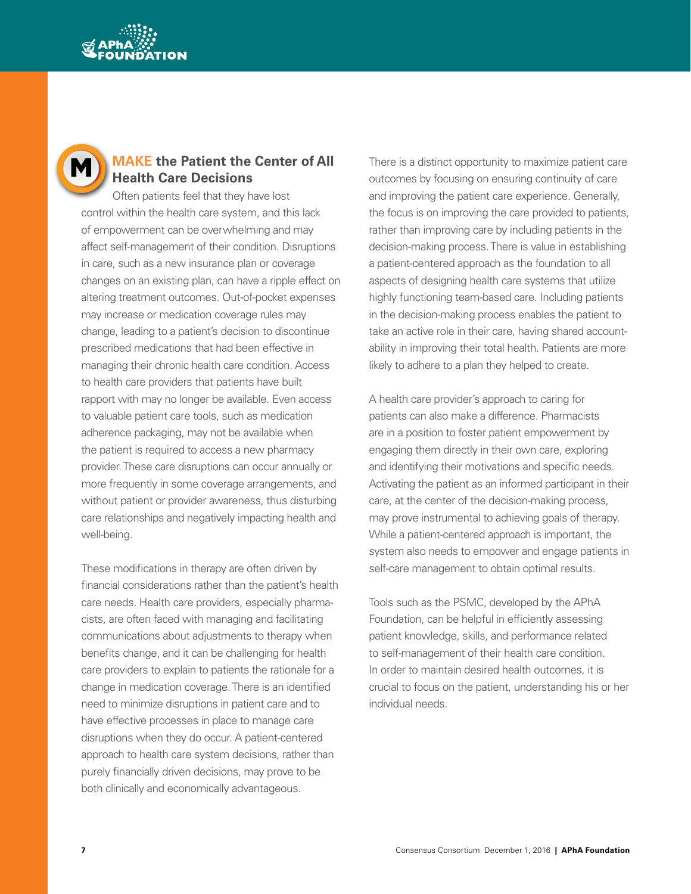## MAKE the Patient the Center of All Health Care Decisions

Often patients feel that they have lost control within the health care system, and this lack of empowerment can be overwhelming and may affect self-management of their condition. Disruptions in care, such as a new insurance plan or coverage changes on an existing plan, can have a ripple effect on altering treatment outcomes. Out-of-pocket expenses may increase or medication coverage rules may change, leading to a patient's decision to discontinue prescribed medications that had been effective in managing their chronic health care condition. Access to health care providers that patients have built rapport with may no longer be available. Even access to valuable patient care tools, such as medication adherence packaging, may not be available when the patient is required to access a new pharmacy provider. These care disruptions can occur annually or more frequently in some coverage arrangements, and without patient or provider awareness, thus disturbing care relationships and negatively impacting health and well-being.

These modifications in therapy are often driven by financial considerations rather than the patient's health care needs. Health care providers, especially pharmacists, are often faced with managing and facilitating communications about adjustments to therapy when benefits change, and it can be challenging for health care providers to explain to patients the rationale for a change in medication coverage. There is an identified need to minimize disruptions in patient care and to have effective processes in place to manage care disruptions when they do occur. A patient-centered approach to health care system decisions, rather than purely financially driven decisions, may prove to be both clinically and economically advantageous.

There is a distinct opportunity to maximize patient care outcomes by focusing on ensuring continuity of care and improving the patient care experience. Generally, the focus is on improving the care provided to patients, rather than improving care by including patients in the decision-making process. There is value in establishing a patient-centered approach as the foundation to all aspects of designing health care systems that utilize highly functioning team-based care. Including patients in the decision-making process enables the patient to take an active role in their care, having shared accountability in improving their total health. Patients are more likely to adhere to a plan they helped to create.

A health care provider's approach to caring for patients can also make a difference. Pharmacists are in a position to foster patient empowerment by engaging them directly in their own care, exploring and identifying their motivations and specific needs. Activating the patient as an informed participant in their care, at the center of the decision-making process, may prove instrumental to achieving goals of therapy. While a patient-centered approach is important, the system also needs to empower and engage patients in self-care management to obtain optimal results.

Tools such as the PSMC, developed by the APhA Foundation, can be helpful in efficiently assessing patient knowledge, skills, and performance related to self-management of their health care condition. In order to maintain desired health outcomes, it is crucial to focus on the patient, understanding his or her individual needs.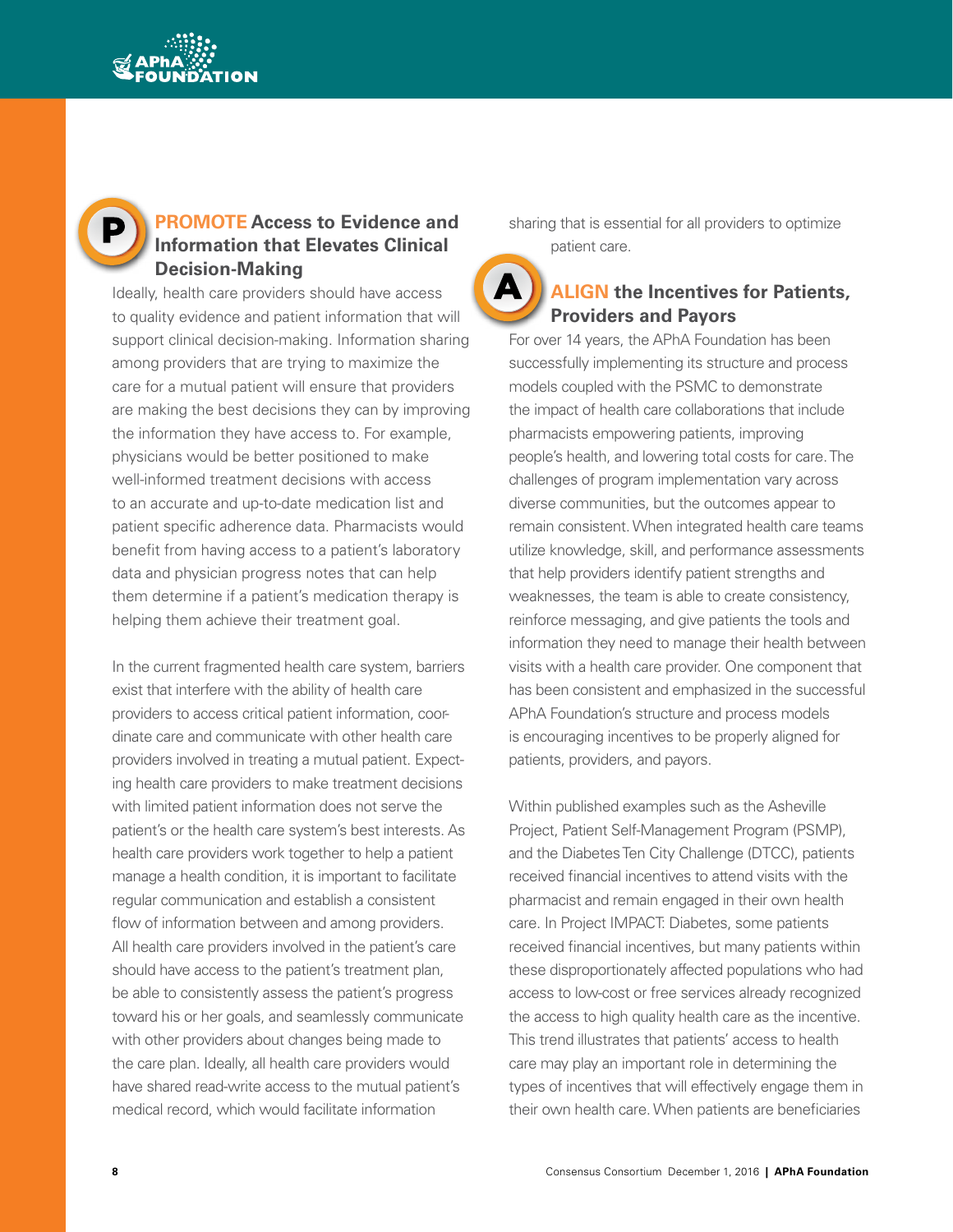## PROMOTE Access to Evidence and Information that Elevates Clinical Decision-Making

Ideally, health care providers should have access to quality evidence and patient information that will support clinical decision-making. Information sharing among providers that are trying to maximize the care for a mutual patient will ensure that providers are making the best decisions they can by improving the information they have access to. For example, physicians would be better positioned to make well-informed treatment decisions with access to an accurate and up-to-date medication list and patient specific adherence data. Pharmacists would benefit from having access to a patient's laboratory data and physician progress notes that can help them determine if a patient's medication therapy is helping them achieve their treatment goal.

In the current fragmented health care system, barriers exist that interfere with the ability of health care providers to access critical patient information, coordinate care and communicate with other health care providers involved in treating a mutual patient. Expecting health care providers to make treatment decisions with limited patient information does not serve the patient's or the health care system's best interests. As health care providers work together to help a patient manage a health condition, it is important to facilitate regular communication and establish a consistent flow of information between and among providers. All health care providers involved in the patient's care should have access to the patient's treatment plan, be able to consistently assess the patient's progress toward his or her goals, and seamlessly communicate with other providers about changes being made to the care plan. Ideally, all health care providers would have shared read-write access to the mutual patient's medical record, which would facilitate information sharing that is essential for all providers to optimize patient care.

## ALIGN the Incentives for Patients, Providers and Payors

For over 14 years, the APhA Foundation has been successfully implementing its structure and process models coupled with the PSMC to demonstrate the impact of health care collaborations that include pharmacists empowering patients, improving people's health, and lowering total costs for care. The challenges of program implementation vary across diverse communities, but the outcomes appear to remain consistent. When integrated health care teams utilize knowledge, skill, and performance assessments that help providers identify patient strengths and weaknesses, the team is able to create consistency, reinforce messaging, and give patients the tools and information they need to manage their health between visits with a health care provider. One component that has been consistent and emphasized in the successful APhA Foundation's structure and process models is encouraging incentives to be properly aligned for patients, providers, and payors.

Within published examples such as the Asheville Project, Patient Self-Management Program (PSMP), and the Diabetes Ten City Challenge (DTCC), patients received financial incentives to attend visits with the pharmacist and remain engaged in their own health care. In Project IMPACT: Diabetes, some patients received financial incentives, but many patients within these disproportionately affected populations who had access to low-cost or free services already recognized the access to high quality health care as the incentive. This trend illustrates that patients' access to health care may play an important role in determining the types of incentives that will effectively engage them in their own health care. When patients are beneficiaries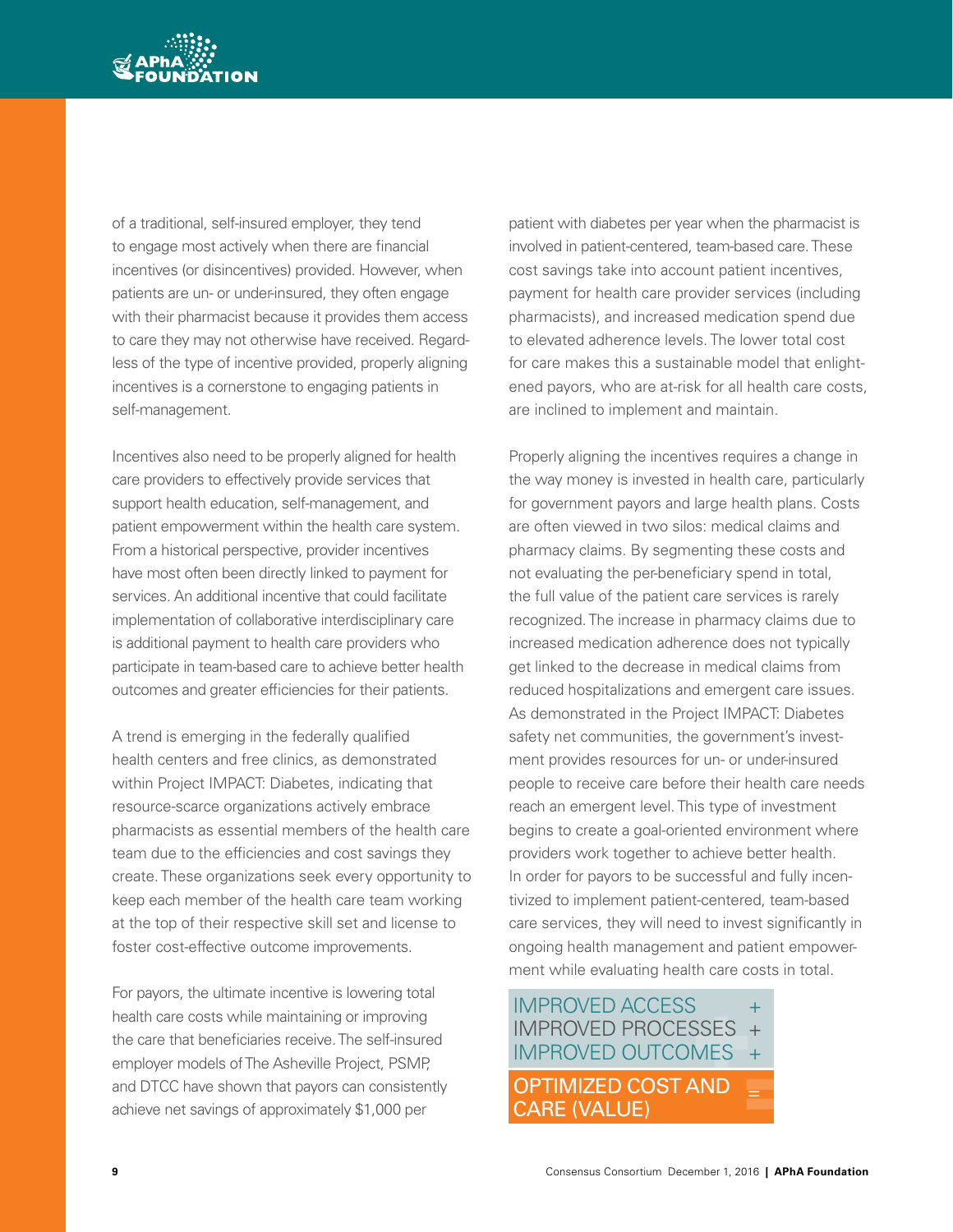of a traditional, self-insured employer, they tend to engage most actively when there are financial incentives (or disincentives) provided. However, when patients are un- or under-insured, they often engage with their pharmacist because it provides them access to care they may not otherwise have received. Regardless of the type of incentive provided, properly aligning incentives is a cornerstone to engaging patients in self-management.

Incentives also need to be properly aligned for health care providers to effectively provide services that support health education, self-management, and patient empowerment within the health care system. From a historical perspective, provider incentives have most often been directly linked to payment for services. An additional incentive that could facilitate implementation of collaborative interdisciplinary care is additional payment to health care providers who participate in team-based care to achieve better health outcomes and greater efficiencies for their patients.

A trend is emerging in the federally qualified health centers and free clinics, as demonstrated within Project IMPACT: Diabetes, indicating that resource-scarce organizations actively embrace pharmacists as essential members of the health care team due to the efficiencies and cost savings they create. These organizations seek every opportunity to keep each member of the health care team working at the top of their respective skill set and license to foster cost-effective outcome improvements.

For payors, the ultimate incentive is lowering total health care costs while maintaining or improving the care that beneficiaries receive. The self-insured employer models of The Asheville Project, PSMP, and DTCC have shown that payors can consistently achieve net savings of approximately $1,000 per patient with diabetes per year when the pharmacist is involved in patient-centered, team-based care. These cost savings take into account patient incentives, payment for health care provider services (including pharmacists), and increased medication spend due to elevated adherence levels. The lower total cost for care makes this a sustainable model that enlightened payors, who are at-risk for all health care costs, are inclined to implement and maintain.

Properly aligning the incentives requires a change in the way money is invested in health care, particularly for government payors and large health plans. Costs are often viewed in two silos: medical claims and pharmacy claims. By segmenting these costs and not evaluating the per-beneficiary spend in total, the full value of the patient care services is rarely recognized. The increase in pharmacy claims due to increased medication adherence does not typically get linked to the decrease in medical claims from reduced hospitalizations and emergent care issues. As demonstrated in the Project IMPACT: Diabetes safety net communities, the government's investment provides resources for un- or under-insured people to receive care before their health care needs reach an emergent level. This type of investment begins to create a goal-oriented environment where providers work together to achieve better health. In order for payors to be successful and fully incentivized to implement patient-centered, team-based care services, they will need to invest significantly in ongoing health management and patient empowerment while evaluating health care costs in total.

IMPROVED ACCESS +
IMPROVED PROCESSES +
IMPROVED OUTCOMES +

**OPTIMIZED COST AND CARE (VALUE) =**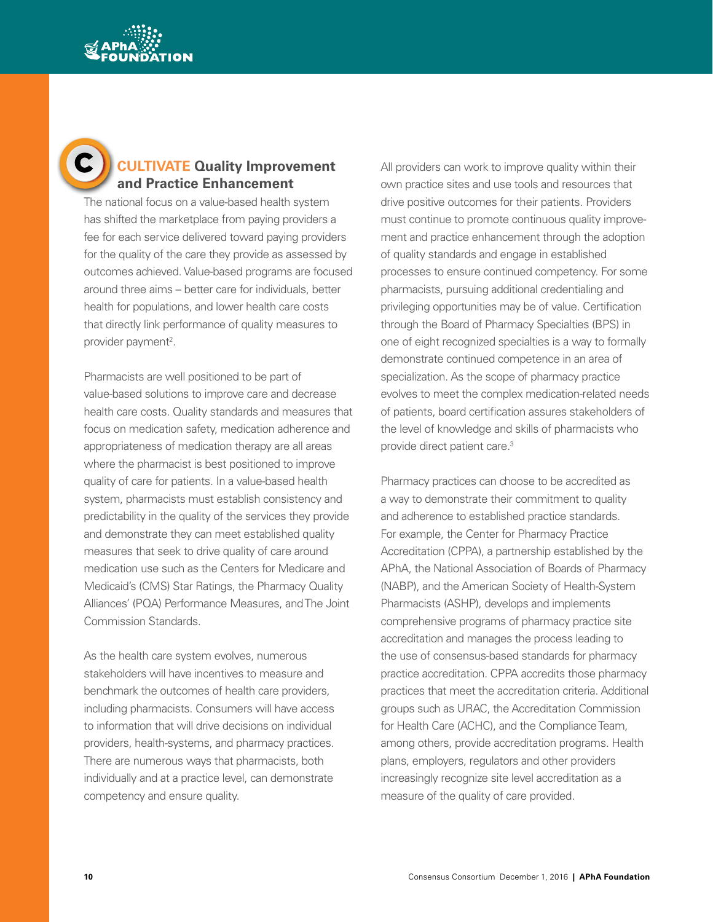## C CULTIVATE Quality Improvement and Practice Enhancement

The national focus on a value-based health system has shifted the marketplace from paying providers a fee for each service delivered toward paying providers for the quality of the care they provide as assessed by outcomes achieved. Value-based programs are focused around three aims – better care for individuals, better health for populations, and lower health care costs that directly link performance of quality measures to provider payment[2].

Pharmacists are well positioned to be part of value-based solutions to improve care and decrease health care costs. Quality standards and measures that focus on medication safety, medication adherence and appropriateness of medication therapy are all areas where the pharmacist is best positioned to improve quality of care for patients. In a value-based health system, pharmacists must establish consistency and predictability in the quality of the services they provide and demonstrate they can meet established quality measures that seek to drive quality of care around medication use such as the Centers for Medicare and Medicaid's (CMS) Star Ratings, the Pharmacy Quality Alliances' (PQA) Performance Measures, and The Joint Commission Standards.

As the health care system evolves, numerous stakeholders will have incentives to measure and benchmark the outcomes of health care providers, including pharmacists. Consumers will have access to information that will drive decisions on individual providers, health-systems, and pharmacy practices. There are numerous ways that pharmacists, both individually and at a practice level, can demonstrate competency and ensure quality.

All providers can work to improve quality within their own practice sites and use tools and resources that drive positive outcomes for their patients. Providers must continue to promote continuous quality improvement and practice enhancement through the adoption of quality standards and engage in established processes to ensure continued competency. For some pharmacists, pursuing additional credentialing and privileging opportunities may be of value. Certification through the Board of Pharmacy Specialties (BPS) in one of eight recognized specialties is a way to formally demonstrate continued competence in an area of specialization. As the scope of pharmacy practice evolves to meet the complex medication-related needs of patients, board certification assures stakeholders of the level of knowledge and skills of pharmacists who provide direct patient care.[3]

Pharmacy practices can choose to be accredited as a way to demonstrate their commitment to quality and adherence to established practice standards. For example, the Center for Pharmacy Practice Accreditation (CPPA), a partnership established by the APhA, the National Association of Boards of Pharmacy (NABP), and the American Society of Health-System Pharmacists (ASHP), develops and implements comprehensive programs of pharmacy practice site accreditation and manages the process leading to the use of consensus-based standards for pharmacy practice accreditation. CPPA accredits those pharmacy practices that meet the accreditation criteria. Additional groups such as URAC, the Accreditation Commission for Health Care (ACHC), and the Compliance Team, among others, provide accreditation programs. Health plans, employers, regulators and other providers increasingly recognize site level accreditation as a measure of the quality of care provided.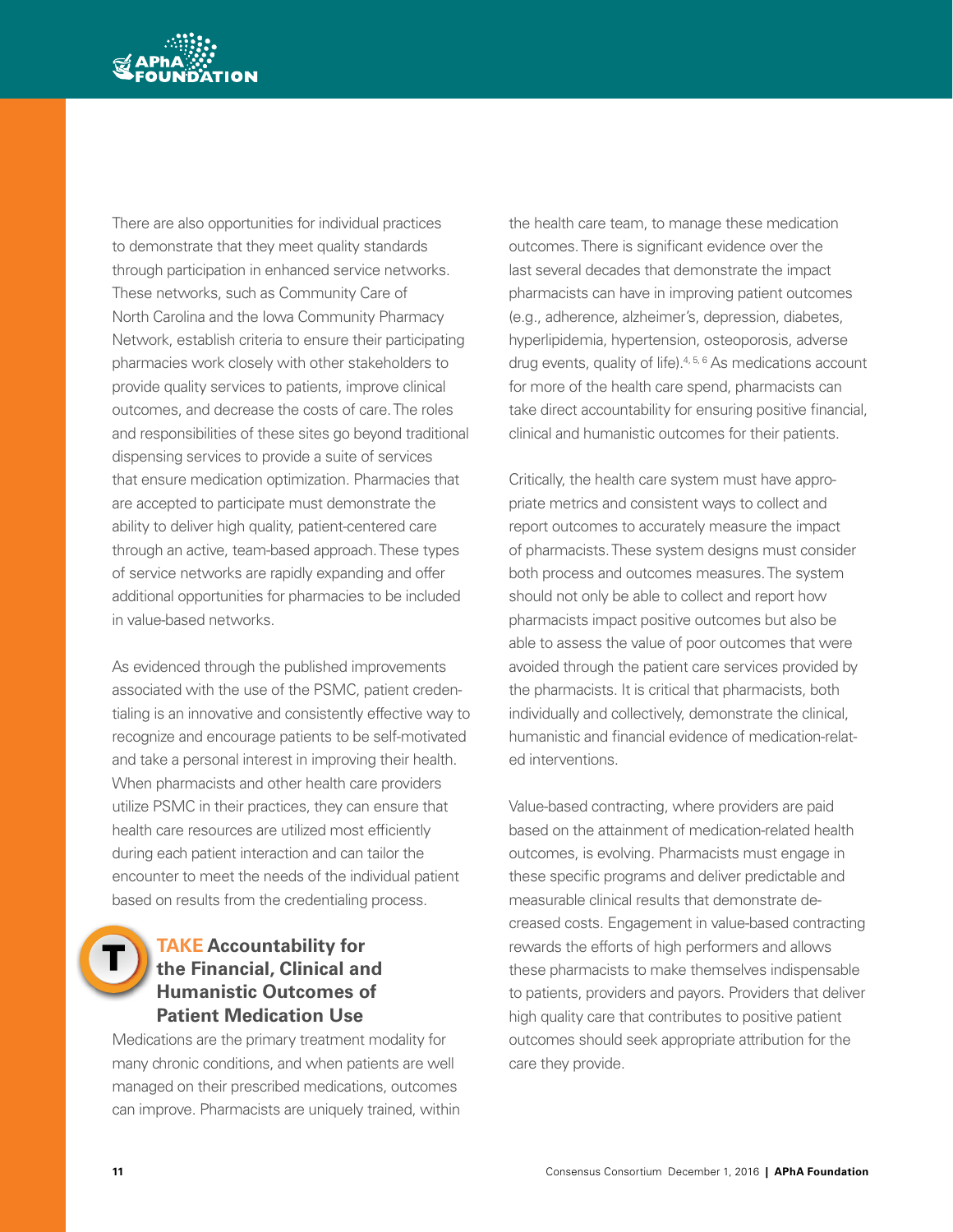There are also opportunities for individual practices to demonstrate that they meet quality standards through participation in enhanced service networks. These networks, such as Community Care of North Carolina and the Iowa Community Pharmacy Network, establish criteria to ensure their participating pharmacies work closely with other stakeholders to provide quality services to patients, improve clinical outcomes, and decrease the costs of care. The roles and responsibilities of these sites go beyond traditional dispensing services to provide a suite of services that ensure medication optimization. Pharmacies that are accepted to participate must demonstrate the ability to deliver high quality, patient-centered care through an active, team-based approach. These types of service networks are rapidly expanding and offer additional opportunities for pharmacies to be included in value-based networks.

As evidenced through the published improvements associated with the use of the PSMC, patient credentialing is an innovative and consistently effective way to recognize and encourage patients to be self-motivated and take a personal interest in improving their health. When pharmacists and other health care providers utilize PSMC in their practices, they can ensure that health care resources are utilized most efficiently during each patient interaction and can tailor the encounter to meet the needs of the individual patient based on results from the credentialing process.

## TAKE Accountability for the Financial, Clinical and Humanistic Outcomes of Patient Medication Use

Medications are the primary treatment modality for many chronic conditions, and when patients are well managed on their prescribed medications, outcomes can improve. Pharmacists are uniquely trained, within the health care team, to manage these medication outcomes. There is significant evidence over the last several decades that demonstrate the impact pharmacists can have in improving patient outcomes (e.g., adherence, alzheimer's, depression, diabetes, hyperlipidemia, hypertension, osteoporosis, adverse drug events, quality of life).[4, 5, 6] As medications account for more of the health care spend, pharmacists can take direct accountability for ensuring positive financial, clinical and humanistic outcomes for their patients.

Critically, the health care system must have appropriate metrics and consistent ways to collect and report outcomes to accurately measure the impact of pharmacists. These system designs must consider both process and outcomes measures. The system should not only be able to collect and report how pharmacists impact positive outcomes but also be able to assess the value of poor outcomes that were avoided through the patient care services provided by the pharmacists. It is critical that pharmacists, both individually and collectively, demonstrate the clinical, humanistic and financial evidence of medication-related interventions.

Value-based contracting, where providers are paid based on the attainment of medication-related health outcomes, is evolving. Pharmacists must engage in these specific programs and deliver predictable and measurable clinical results that demonstrate decreased costs. Engagement in value-based contracting rewards the efforts of high performers and allows these pharmacists to make themselves indispensable to patients, providers and payors. Providers that deliver high quality care that contributes to positive patient outcomes should seek appropriate attribution for the care they provide.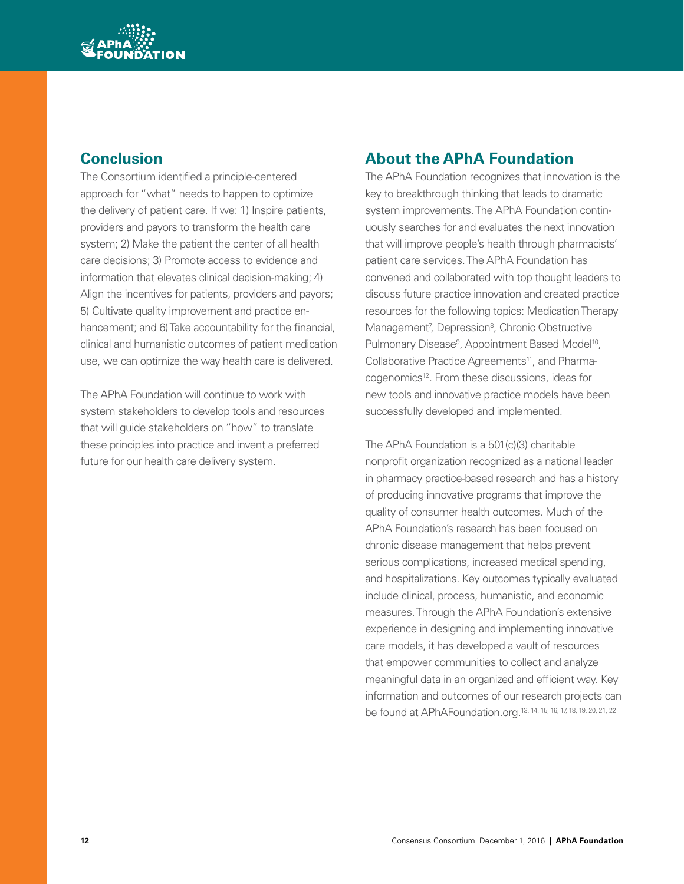## Conclusion

The Consortium identified a principle-centered approach for "what" needs to happen to optimize the delivery of patient care. If we: 1) Inspire patients, providers and payors to transform the health care system; 2) Make the patient the center of all health care decisions; 3) Promote access to evidence and information that elevates clinical decision-making; 4) Align the incentives for patients, providers and payors; 5) Cultivate quality improvement and practice enhancement; and 6) Take accountability for the financial, clinical and humanistic outcomes of patient medication use, we can optimize the way health care is delivered.

The APhA Foundation will continue to work with system stakeholders to develop tools and resources that will guide stakeholders on "how" to translate these principles into practice and invent a preferred future for our health care delivery system.

## About the APhA Foundation

The APhA Foundation recognizes that innovation is the key to breakthrough thinking that leads to dramatic system improvements. The APhA Foundation continuously searches for and evaluates the next innovation that will improve people's health through pharmacists' patient care services. The APhA Foundation has convened and collaborated with top thought leaders to discuss future practice innovation and created practice resources for the following topics: Medication Therapy Management[7], Depression[8], Chronic Obstructive Pulmonary Disease[9], Appointment Based Model[10], Collaborative Practice Agreements[11], and Pharmacogenomics[12]. From these discussions, ideas for new tools and innovative practice models have been successfully developed and implemented.

The APhA Foundation is a 501(c)(3) charitable nonprofit organization recognized as a national leader in pharmacy practice-based research and has a history of producing innovative programs that improve the quality of consumer health outcomes. Much of the APhA Foundation's research has been focused on chronic disease management that helps prevent serious complications, increased medical spending, and hospitalizations. Key outcomes typically evaluated include clinical, process, humanistic, and economic measures. Through the APhA Foundation's extensive experience in designing and implementing innovative care models, it has developed a vault of resources that empower communities to collect and analyze meaningful data in an organized and efficient way. Key information and outcomes of our research projects can be found at APhAFoundation.org.[13, 14, 15, 16, 17, 18, 19, 20, 21, 22]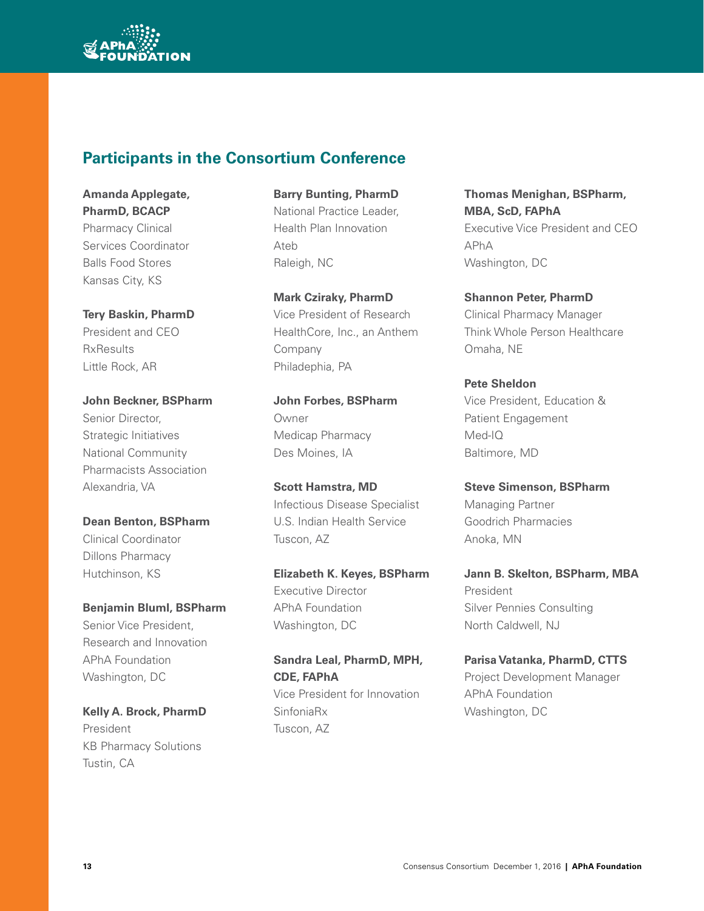## Participants in the Consortium Conference

**Amanda Applegate, PharmD, BCACP**
Pharmacy Clinical Services Coordinator
Balls Food Stores
Kansas City, KS

**Tery Baskin, PharmD**
President and CEO
RxResults
Little Rock, AR

**John Beckner, BSPharm**
Senior Director, Strategic Initiatives
National Community Pharmacists Association
Alexandria, VA

**Dean Benton, BSPharm**
Clinical Coordinator
Dillons Pharmacy
Hutchinson, KS

**Benjamin Bluml, BSPharm**
Senior Vice President, Research and Innovation
APhA Foundation
Washington, DC

**Kelly A. Brock, PharmD**
President
KB Pharmacy Solutions
Tustin, CA

**Barry Bunting, PharmD**
National Practice Leader, Health Plan Innovation
Ateb
Raleigh, NC

**Mark Cziraky, PharmD**
Vice President of Research
HealthCore, Inc., an Anthem Company
Philadephia, PA

**John Forbes, BSPharm**
Owner
Medicap Pharmacy
Des Moines, IA

**Scott Hamstra, MD**
Infectious Disease Specialist
U.S. Indian Health Service
Tuscon, AZ

**Elizabeth K. Keyes, BSPharm**
Executive Director
APhA Foundation
Washington, DC

**Sandra Leal, PharmD, MPH, CDE, FAPhA**
Vice President for Innovation
SinfoniaRx
Tuscon, AZ

**Thomas Menighan, BSPharm, MBA, ScD, FAPhA**
Executive Vice President and CEO
APhA
Washington, DC

**Shannon Peter, PharmD**
Clinical Pharmacy Manager
Think Whole Person Healthcare
Omaha, NE

**Pete Sheldon**
Vice President, Education & Patient Engagement
Med-IQ
Baltimore, MD

**Steve Simenson, BSPharm**
Managing Partner
Goodrich Pharmacies
Anoka, MN

**Jann B. Skelton, BSPharm, MBA**
President
Silver Pennies Consulting
North Caldwell, NJ

**Parisa Vatanka, PharmD, CTTS**
Project Development Manager
APhA Foundation
Washington, DC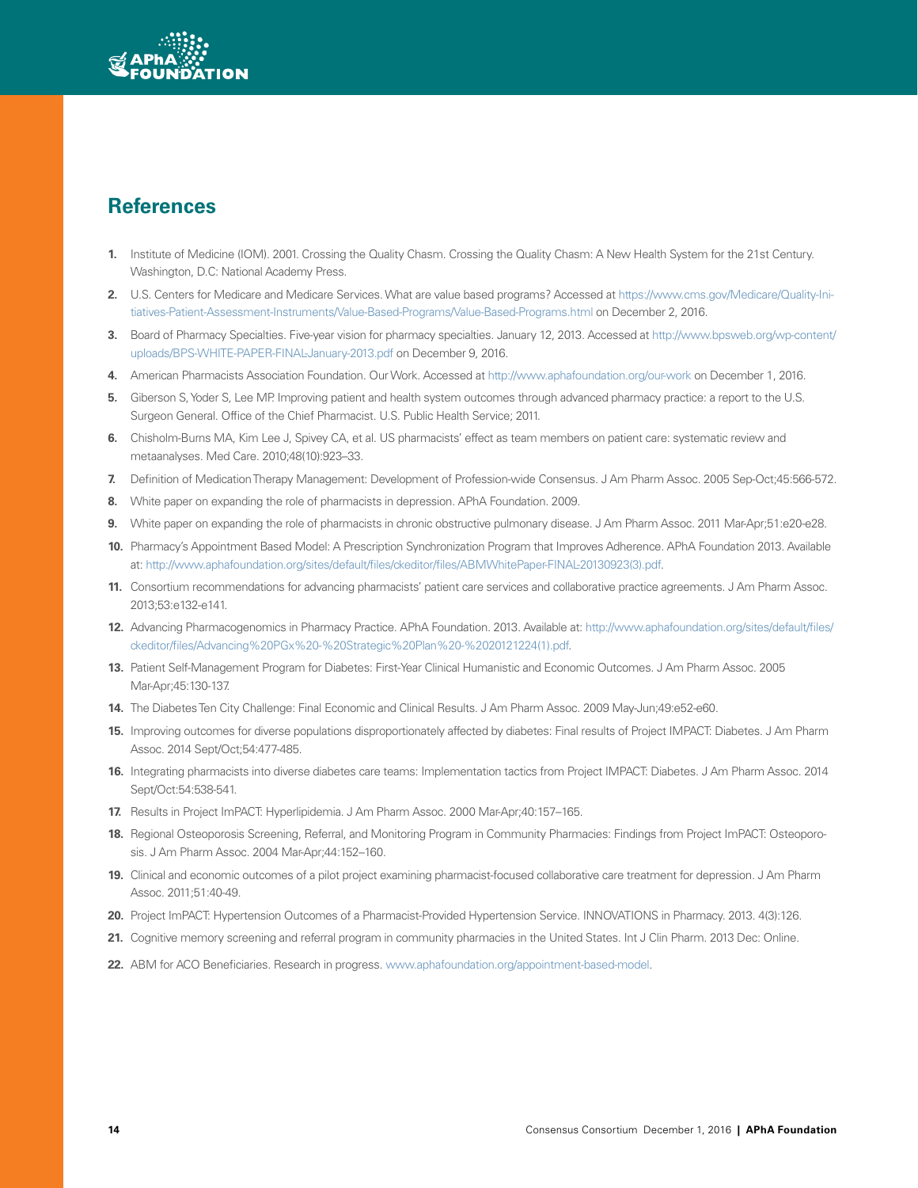## References

1. Institute of Medicine (IOM). 2001. Crossing the Quality Chasm. Crossing the Quality Chasm: A New Health System for the 21st Century. Washington, D.C: National Academy Press.
2. U.S. Centers for Medicare and Medicare Services. What are value based programs? Accessed at https://www.cms.gov/Medicare/Quality-Initiatives-Patient-Assessment-Instruments/Value-Based-Programs/Value-Based-Programs.html on December 2, 2016.
3. Board of Pharmacy Specialties. Five-year vision for pharmacy specialties. January 12, 2013. Accessed at http://www.bpsweb.org/wp-content/uploads/BPS-WHITE-PAPER-FINAL-January-2013.pdf on December 9, 2016.
4. American Pharmacists Association Foundation. Our Work. Accessed at http://www.aphafoundation.org/our-work on December 1, 2016.
5. Giberson S, Yoder S, Lee MP. Improving patient and health system outcomes through advanced pharmacy practice: a report to the U.S. Surgeon General. Office of the Chief Pharmacist. U.S. Public Health Service; 2011.
6. Chisholm-Burns MA, Kim Lee J, Spivey CA, et al. US pharmacists' effect as team members on patient care: systematic review and metaanalyses. Med Care. 2010;48(10):923–33.
7. Definition of Medication Therapy Management: Development of Profession-wide Consensus. J Am Pharm Assoc. 2005 Sep-Oct;45:566-572.
8. White paper on expanding the role of pharmacists in depression. APhA Foundation. 2009.
9. White paper on expanding the role of pharmacists in chronic obstructive pulmonary disease. J Am Pharm Assoc. 2011 Mar-Apr;51:e20-e28.
10. Pharmacy's Appointment Based Model: A Prescription Synchronization Program that Improves Adherence. APhA Foundation 2013. Available at: http://www.aphafoundation.org/sites/default/files/ckeditor/files/ABMWhitePaper-FINAL-20130923(3).pdf.
11. Consortium recommendations for advancing pharmacists' patient care services and collaborative practice agreements. J Am Pharm Assoc. 2013;53:e132-e141.
12. Advancing Pharmacogenomics in Pharmacy Practice. APhA Foundation. 2013. Available at: http://www.aphafoundation.org/sites/default/files/ckeditor/files/Advancing%20PGx%20-%20Strategic%20Plan%20-%2020121224(1).pdf.
13. Patient Self-Management Program for Diabetes: First-Year Clinical Humanistic and Economic Outcomes. J Am Pharm Assoc. 2005 Mar-Apr;45:130-137.
14. The Diabetes Ten City Challenge: Final Economic and Clinical Results. J Am Pharm Assoc. 2009 May-Jun;49:e52-e60.
15. Improving outcomes for diverse populations disproportionately affected by diabetes: Final results of Project IMPACT: Diabetes. J Am Pharm Assoc. 2014 Sept/Oct;54:477-485.
16. Integrating pharmacists into diverse diabetes care teams: Implementation tactics from Project IMPACT: Diabetes. J Am Pharm Assoc. 2014 Sept/Oct:54:538-541.
17. Results in Project ImPACT: Hyperlipidemia. J Am Pharm Assoc. 2000 Mar-Apr;40:157–165.
18. Regional Osteoporosis Screening, Referral, and Monitoring Program in Community Pharmacies: Findings from Project ImPACT: Osteoporosis. J Am Pharm Assoc. 2004 Mar-Apr;44:152–160.
19. Clinical and economic outcomes of a pilot project examining pharmacist-focused collaborative care treatment for depression. J Am Pharm Assoc. 2011;51:40-49.
20. Project ImPACT: Hypertension Outcomes of a Pharmacist-Provided Hypertension Service. INNOVATIONS in Pharmacy. 2013. 4(3):126.
21. Cognitive memory screening and referral program in community pharmacies in the United States. Int J Clin Pharm. 2013 Dec: Online.
22. ABM for ACO Beneficiaries. Research in progress. www.aphafoundation.org/appointment-based-model.